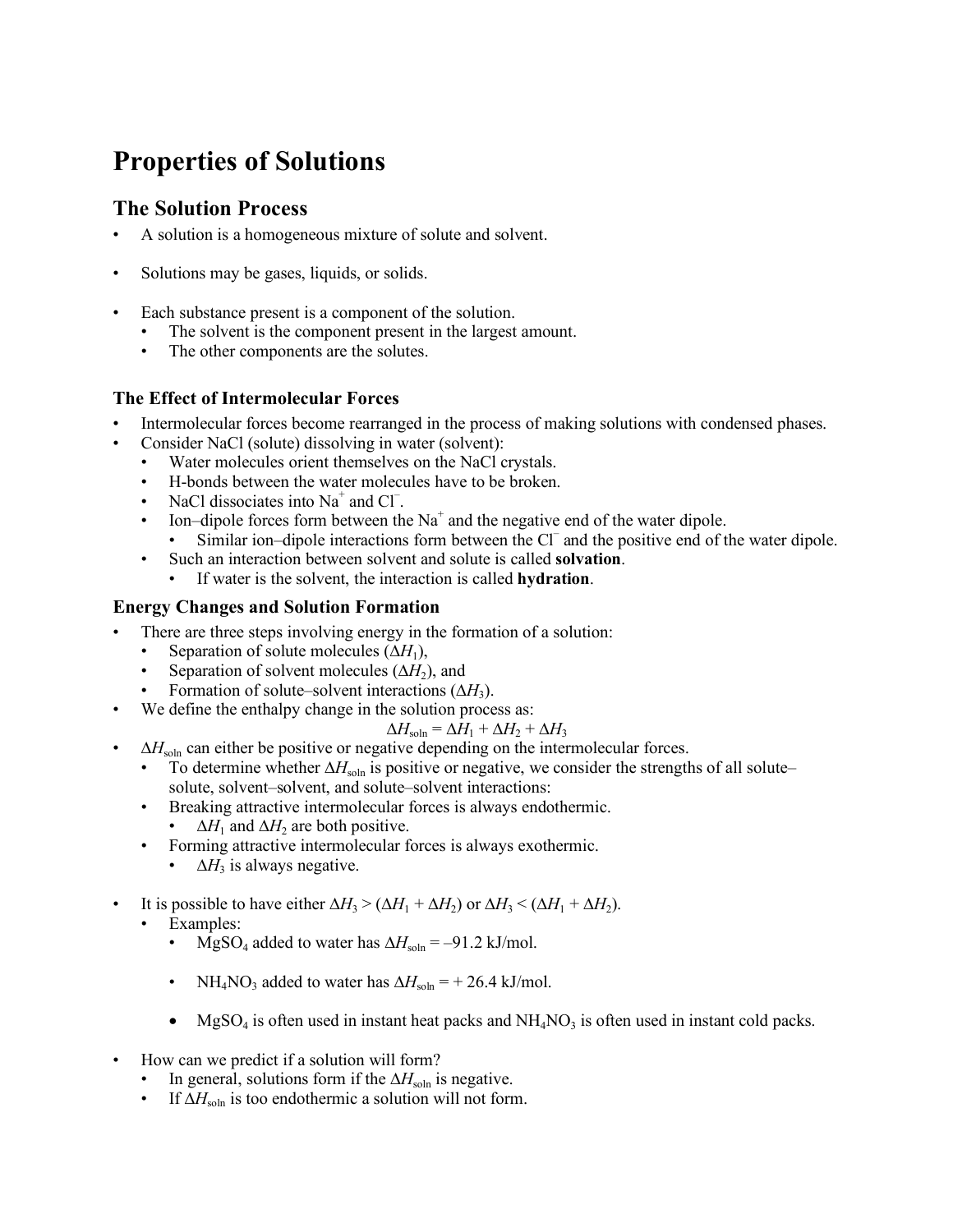# Properties of Solutions

## The Solution Process

- A solution is a homogeneous mixture of solute and solvent.

- Solutions may be gases, liquids, or solids.

- Each substance present is a component of the solution.
  - The solvent is the component present in the largest amount.
  - The other components are the solutes.

### The Effect of Intermolecular Forces

- Intermolecular forces become rearranged in the process of making solutions with condensed phases.
- Consider NaCl (solute) dissolving in water (solvent):
  - Water molecules orient themselves on the NaCl crystals.
  - H-bonds between the water molecules have to be broken.
  - NaCl dissociates into $Na^+$ and $Cl^-$.
  - Ion–dipole forces form between the $Na^+$ and the negative end of the water dipole.
    - Similar ion–dipole interactions form between the $Cl^-$ and the positive end of the water dipole.
  - Such an interaction between solvent and solute is called **solvation**.
    - If water is the solvent, the interaction is called **hydration**.

### Energy Changes and Solution Formation

- There are three steps involving energy in the formation of a solution:
  - Separation of solute molecules ($\Delta H_1$),
  - Separation of solvent molecules ($\Delta H_2$), and
  - Formation of solute–solvent interactions ($\Delta H_3$).
- We define the enthalpy change in the solution process as:

$$\Delta H_{soln} = \Delta H_1 + \Delta H_2 + \Delta H_3$$

- $\Delta H_{soln}$ can either be positive or negative depending on the intermolecular forces.
  - To determine whether $\Delta H_{soln}$ is positive or negative, we consider the strengths of all solute–solute, solvent–solvent, and solute–solvent interactions:
  - Breaking attractive intermolecular forces is always endothermic.
    - $\Delta H_1$ and $\Delta H_2$ are both positive.
  - Forming attractive intermolecular forces is always exothermic.
    - $\Delta H_3$ is always negative.

- It is possible to have either $\Delta H_3 > (\Delta H_1 + \Delta H_2)$ or $\Delta H_3 < (\Delta H_1 + \Delta H_2)$.
  - Examples:
    - $MgSO_4$ added to water has $\Delta H_{soln} = -91.2$ kJ/mol.

    - $NH_4NO_3$ added to water has $\Delta H_{soln} = +26.4$ kJ/mol.

    - $MgSO_4$ is often used in instant heat packs and $NH_4NO_3$ is often used in instant cold packs.

- How can we predict if a solution will form?
  - In general, solutions form if the $\Delta H_{soln}$ is negative.
  - If $\Delta H_{soln}$ is too endothermic a solution will not form.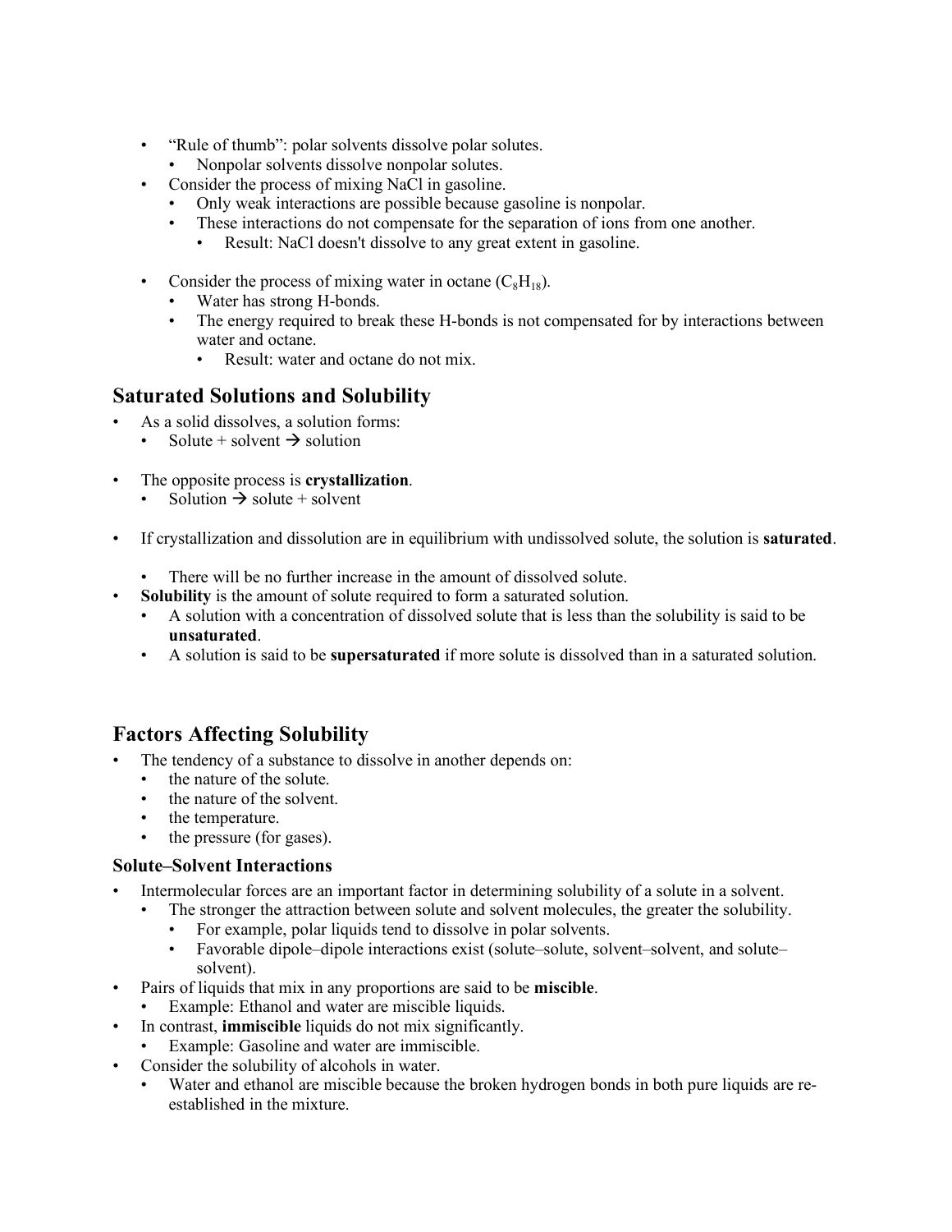- "Rule of thumb": polar solvents dissolve polar solutes.
  - Nonpolar solvents dissolve nonpolar solutes.
- Consider the process of mixing NaCl in gasoline.
  - Only weak interactions are possible because gasoline is nonpolar.
  - These interactions do not compensate for the separation of ions from one another.
    - Result: NaCl doesn't dissolve to any great extent in gasoline.

- Consider the process of mixing water in octane ($C_8H_{18}$).
  - Water has strong H-bonds.
  - The energy required to break these H-bonds is not compensated for by interactions between water and octane.
    - Result: water and octane do not mix.

## Saturated Solutions and Solubility

- As a solid dissolves, a solution forms:
  - Solute + solvent $\rightarrow$ solution

- The opposite process is **crystallization**.
  - Solution $\rightarrow$ solute + solvent

- If crystallization and dissolution are in equilibrium with undissolved solute, the solution is **saturated**.

  - There will be no further increase in the amount of dissolved solute.
- **Solubility** is the amount of solute required to form a saturated solution.
  - A solution with a concentration of dissolved solute that is less than the solubility is said to be **unsaturated**.
  - A solution is said to be **supersaturated** if more solute is dissolved than in a saturated solution.

## Factors Affecting Solubility

- The tendency of a substance to dissolve in another depends on:
  - the nature of the solute.
  - the nature of the solvent.
  - the temperature.
  - the pressure (for gases).

### Solute–Solvent Interactions

- Intermolecular forces are an important factor in determining solubility of a solute in a solvent.
  - The stronger the attraction between solute and solvent molecules, the greater the solubility.
    - For example, polar liquids tend to dissolve in polar solvents.
    - Favorable dipole–dipole interactions exist (solute–solute, solvent–solvent, and solute–solvent).
- Pairs of liquids that mix in any proportions are said to be **miscible**.
  - Example: Ethanol and water are miscible liquids.
- In contrast, **immiscible** liquids do not mix significantly.
  - Example: Gasoline and water are immiscible.
- Consider the solubility of alcohols in water.
  - Water and ethanol are miscible because the broken hydrogen bonds in both pure liquids are re-established in the mixture.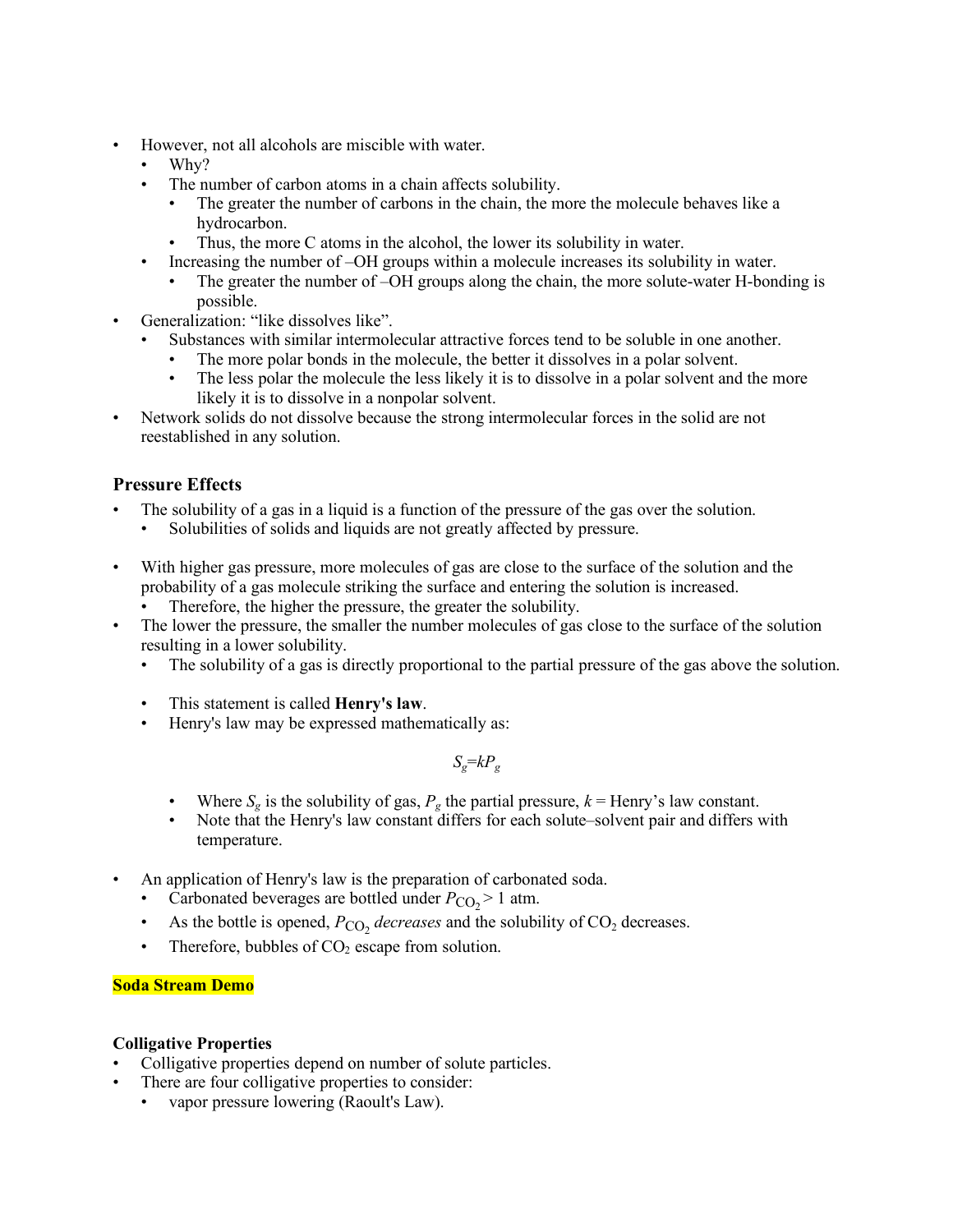- However, not all alcohols are miscible with water.
  - Why?
  - The number of carbon atoms in a chain affects solubility.
    - The greater the number of carbons in the chain, the more the molecule behaves like a hydrocarbon.
    - Thus, the more C atoms in the alcohol, the lower its solubility in water.
  - Increasing the number of –OH groups within a molecule increases its solubility in water.
    - The greater the number of –OH groups along the chain, the more solute-water H-bonding is possible.
- Generalization: "like dissolves like".
  - Substances with similar intermolecular attractive forces tend to be soluble in one another.
    - The more polar bonds in the molecule, the better it dissolves in a polar solvent.
    - The less polar the molecule the less likely it is to dissolve in a polar solvent and the more likely it is to dissolve in a nonpolar solvent.
- Network solids do not dissolve because the strong intermolecular forces in the solid are not reestablished in any solution.

### Pressure Effects

- The solubility of a gas in a liquid is a function of the pressure of the gas over the solution.
  - Solubilities of solids and liquids are not greatly affected by pressure.

- With higher gas pressure, more molecules of gas are close to the surface of the solution and the probability of a gas molecule striking the surface and entering the solution is increased.
  - Therefore, the higher the pressure, the greater the solubility.
- The lower the pressure, the smaller the number molecules of gas close to the surface of the solution resulting in a lower solubility.
  - The solubility of a gas is directly proportional to the partial pressure of the gas above the solution.

  - This statement is called **Henry's law**.
  - Henry's law may be expressed mathematically as:

$$S_g = kP_g$$

    - Where $S_g$ is the solubility of gas, $P_g$ the partial pressure, $k$ = Henry's law constant.
    - Note that the Henry's law constant differs for each solute–solvent pair and differs with temperature.

- An application of Henry's law is the preparation of carbonated soda.
  - Carbonated beverages are bottled under $P_{CO_2} > 1$ atm.
  - As the bottle is opened, $P_{CO_2}$ *decreases* and the solubility of $CO_2$ decreases.
  - Therefore, bubbles of $CO_2$ escape from solution.

**Soda Stream Demo**

### Colligative Properties

- Colligative properties depend on number of solute particles.
- There are four colligative properties to consider:
  - vapor pressure lowering (Raoult's Law).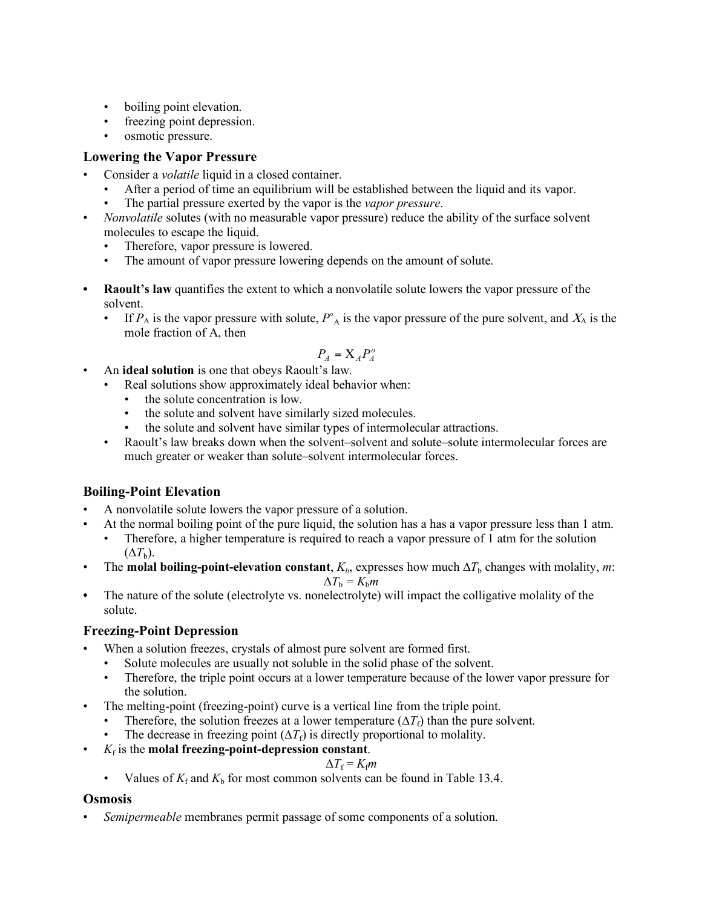- boiling point elevation.
- freezing point depression.
- osmotic pressure.

### Lowering the Vapor Pressure

- Consider a *volatile* liquid in a closed container.
  - After a period of time an equilibrium will be established between the liquid and its vapor.
  - The partial pressure exerted by the vapor is the *vapor pressure*.
- *Nonvolatile* solutes (with no measurable vapor pressure) reduce the ability of the surface solvent molecules to escape the liquid.
  - Therefore, vapor pressure is lowered.
  - The amount of vapor pressure lowering depends on the amount of solute.

- **Raoult's law** quantifies the extent to which a nonvolatile solute lowers the vapor pressure of the solvent.
  - If $P_A$ is the vapor pressure with solute, $P^\circ_A$ is the vapor pressure of the pure solvent, and $X_A$ is the mole fraction of A, then

$$P_A = X_A P_A^o$$

- An **ideal solution** is one that obeys Raoult's law.
  - Real solutions show approximately ideal behavior when:
    - the solute concentration is low.
    - the solute and solvent have similarly sized molecules.
    - the solute and solvent have similar types of intermolecular attractions.
  - Raoult's law breaks down when the solvent–solvent and solute–solute intermolecular forces are much greater or weaker than solute–solvent intermolecular forces.

### Boiling-Point Elevation

- A nonvolatile solute lowers the vapor pressure of a solution.
- At the normal boiling point of the pure liquid, the solution has a has a vapor pressure less than 1 atm.
  - Therefore, a higher temperature is required to reach a vapor pressure of 1 atm for the solution ($\Delta T_b$).
- The **molal boiling-point-elevation constant**, $K_b$, expresses how much $\Delta T_b$ changes with molality, $m$:

$$\Delta T_b = K_b m$$

- The nature of the solute (electrolyte vs. nonelectrolyte) will impact the colligative molality of the solute.

### Freezing-Point Depression

- When a solution freezes, crystals of almost pure solvent are formed first.
  - Solute molecules are usually not soluble in the solid phase of the solvent.
  - Therefore, the triple point occurs at a lower temperature because of the lower vapor pressure for the solution.
- The melting-point (freezing-point) curve is a vertical line from the triple point.
  - Therefore, the solution freezes at a lower temperature ($\Delta T_f$) than the pure solvent.
  - The decrease in freezing point ($\Delta T_f$) is directly proportional to molality.
- $K_f$ is the **molal freezing-point-depression constant**.

$$\Delta T_f = K_f m$$

  - Values of $K_f$ and $K_b$ for most common solvents can be found in Table 13.4.

### Osmosis

- *Semipermeable* membranes permit passage of some components of a solution.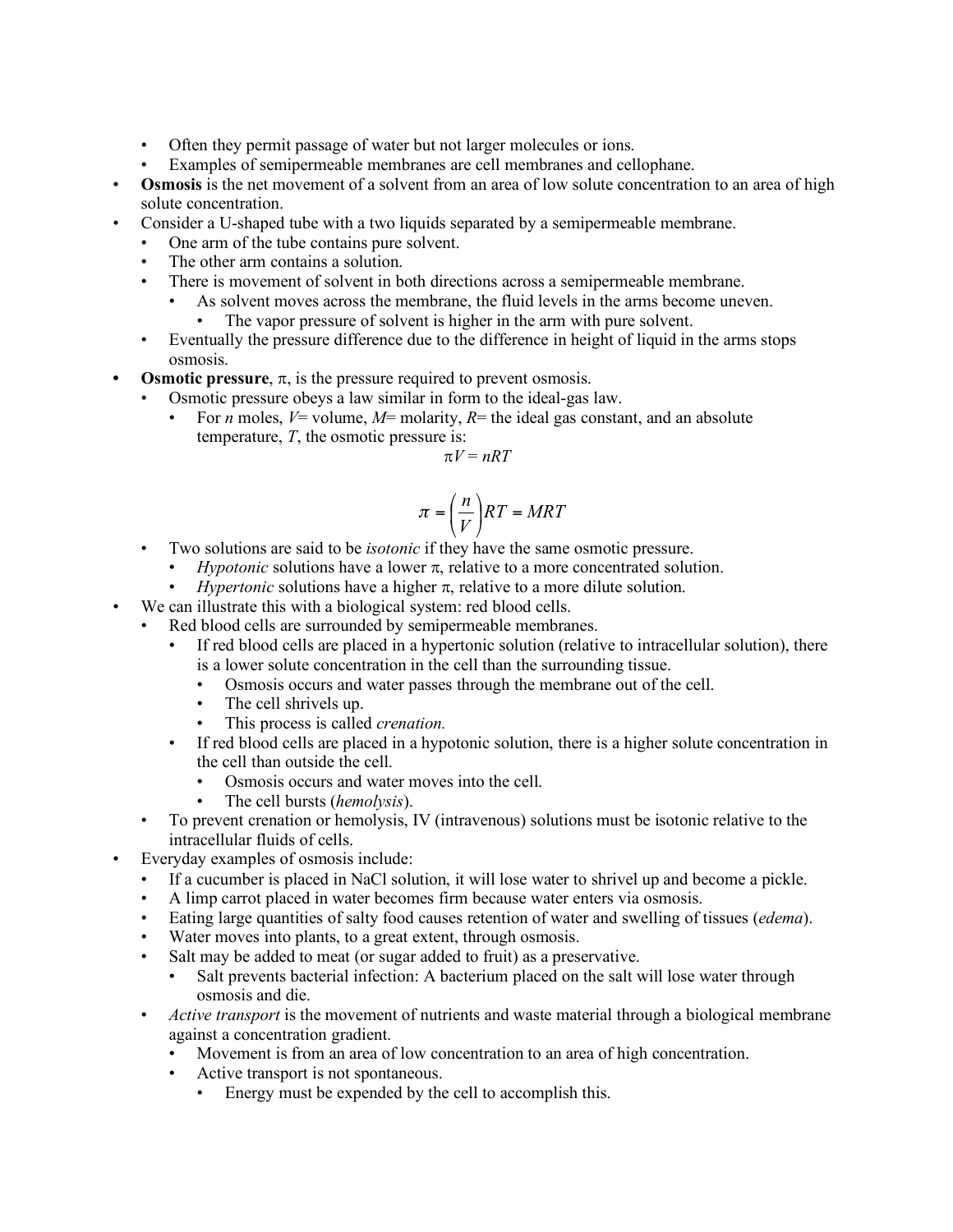- Often they permit passage of water but not larger molecules or ions.
- Examples of semipermeable membranes are cell membranes and cellophane.

- **Osmosis** is the net movement of a solvent from an area of low solute concentration to an area of high solute concentration.
- Consider a U-shaped tube with a two liquids separated by a semipermeable membrane.
  - One arm of the tube contains pure solvent.
  - The other arm contains a solution.
  - There is movement of solvent in both directions across a semipermeable membrane.
    - As solvent moves across the membrane, the fluid levels in the arms become uneven.
      - The vapor pressure of solvent is higher in the arm with pure solvent.
  - Eventually the pressure difference due to the difference in height of liquid in the arms stops osmosis.
- **Osmotic pressure**, $\pi$, is the pressure required to prevent osmosis.
  - Osmotic pressure obeys a law similar in form to the ideal-gas law.
    - For $n$ moles, $V$= volume, $M$= molarity, $R$= the ideal gas constant, and an absolute temperature, $T$, the osmotic pressure is:

$$\pi V = nRT$$

$$\pi = \left(\frac{n}{V}\right)RT = MRT$$

  - Two solutions are said to be *isotonic* if they have the same osmotic pressure.
    - *Hypotonic* solutions have a lower $\pi$, relative to a more concentrated solution.
    - *Hypertonic* solutions have a higher $\pi$, relative to a more dilute solution.
- We can illustrate this with a biological system: red blood cells.
  - Red blood cells are surrounded by semipermeable membranes.
    - If red blood cells are placed in a hypertonic solution (relative to intracellular solution), there is a lower solute concentration in the cell than the surrounding tissue.
      - Osmosis occurs and water passes through the membrane out of the cell.
      - The cell shrivels up.
      - This process is called *crenation.*
    - If red blood cells are placed in a hypotonic solution, there is a higher solute concentration in the cell than outside the cell.
      - Osmosis occurs and water moves into the cell.
      - The cell bursts (*hemolysis*).
  - To prevent crenation or hemolysis, IV (intravenous) solutions must be isotonic relative to the intracellular fluids of cells.
- Everyday examples of osmosis include:
  - If a cucumber is placed in NaCl solution, it will lose water to shrivel up and become a pickle.
  - A limp carrot placed in water becomes firm because water enters via osmosis.
  - Eating large quantities of salty food causes retention of water and swelling of tissues (*edema*).
  - Water moves into plants, to a great extent, through osmosis.
  - Salt may be added to meat (or sugar added to fruit) as a preservative.
    - Salt prevents bacterial infection: A bacterium placed on the salt will lose water through osmosis and die.
  - *Active transport* is the movement of nutrients and waste material through a biological membrane against a concentration gradient.
    - Movement is from an area of low concentration to an area of high concentration.
    - Active transport is not spontaneous.
      - Energy must be expended by the cell to accomplish this.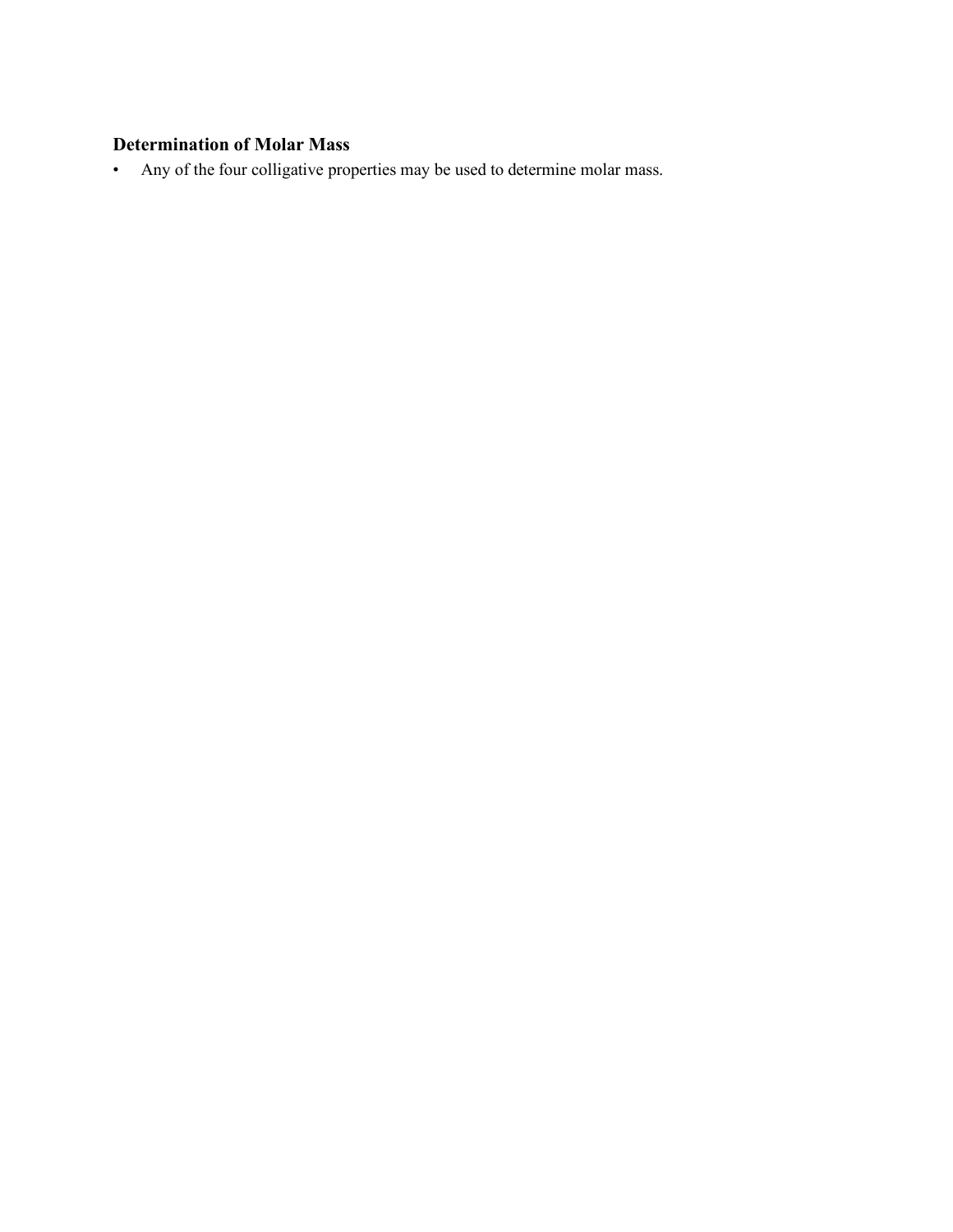**Determination of Molar Mass**

- Any of the four colligative properties may be used to determine molar mass.